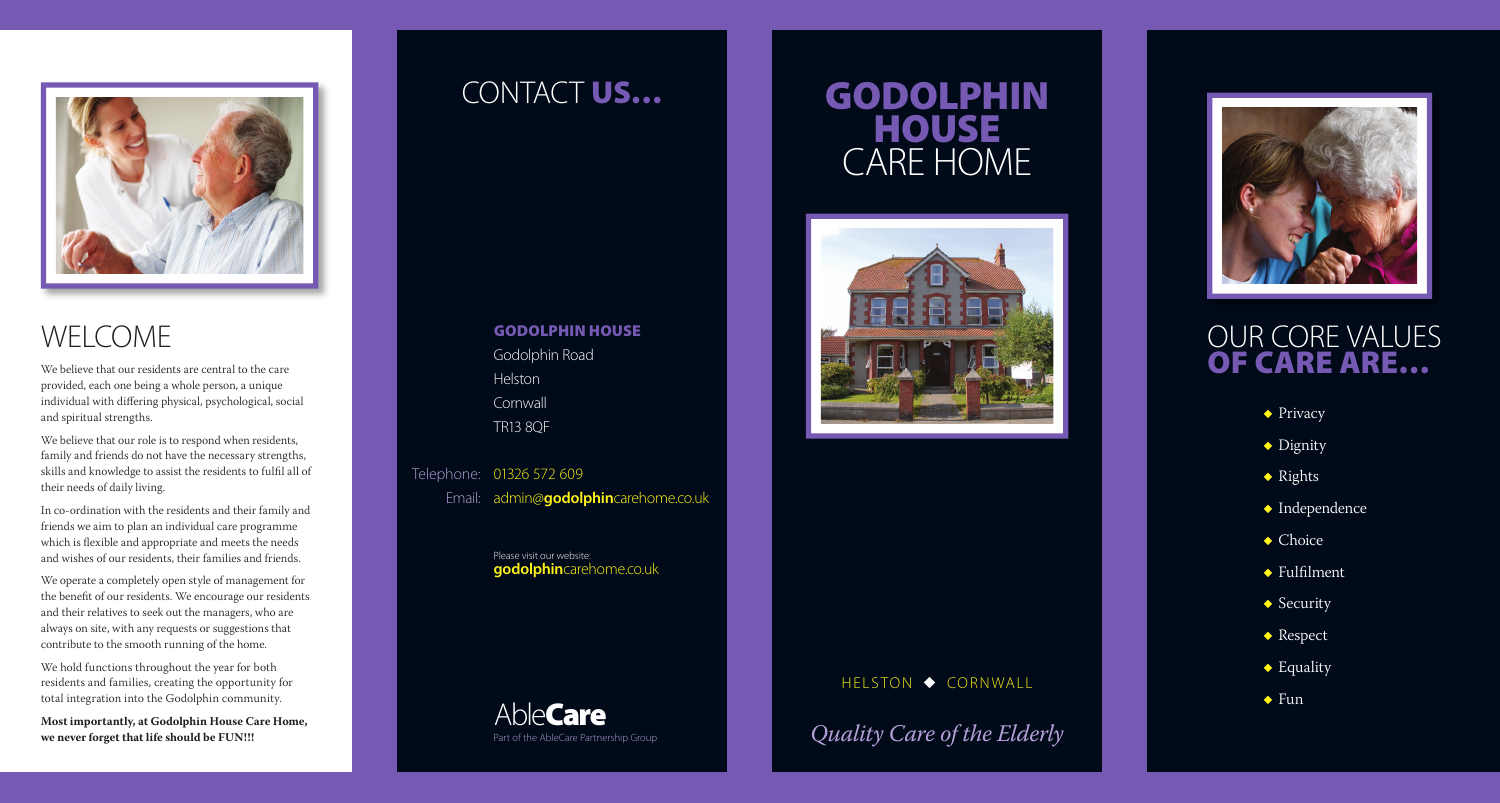# WELCOME

We believe that our residents are central to the care provided, each one being a whole person, a unique individual with differing physical, psychological, social and spiritual strengths.

We believe that our role is to respond when residents, family and friends do not have the necessary strengths, skills and knowledge to assist the residents to fulfil all of their needs of daily living.

In co-ordination with the residents and their family and friends we aim to plan an individual care programme which is flexible and appropriate and meets the needs and wishes of our residents, their families and friends.

We operate a completely open style of management for the benefit of our residents. We encourage our residents and their relatives to seek out the managers, who are always on site, with any requests or suggestions that contribute to the smooth running of the home.

We hold functions throughout the year for both residents and families, creating the opportunity for total integration into the Godolphin community.

**Most importantly, at Godolphin House Care Home, we never forget that life should be FUN!!!**

# CONTACT US...

**GODOLPHIN HOUSE**
Godolphin Road
Helston
Cornwall
TR13 8QF

Telephone: 01326 572 609
Email: admin@**godolphin**carehome.co.uk

Please visit our website:
**godolphin**carehome.co.uk

Able**Care**
Part of the AbleCare Partnership Group

# GODOLPHIN HOUSE CARE HOME

HELSTON ◆ CORNWALL

*Quality Care of the Elderly*

# OUR CORE VALUES OF CARE ARE...

- Privacy
- Dignity
- Rights
- Independence
- Choice
- Fulfilment
- Security
- Respect
- Equality
- Fun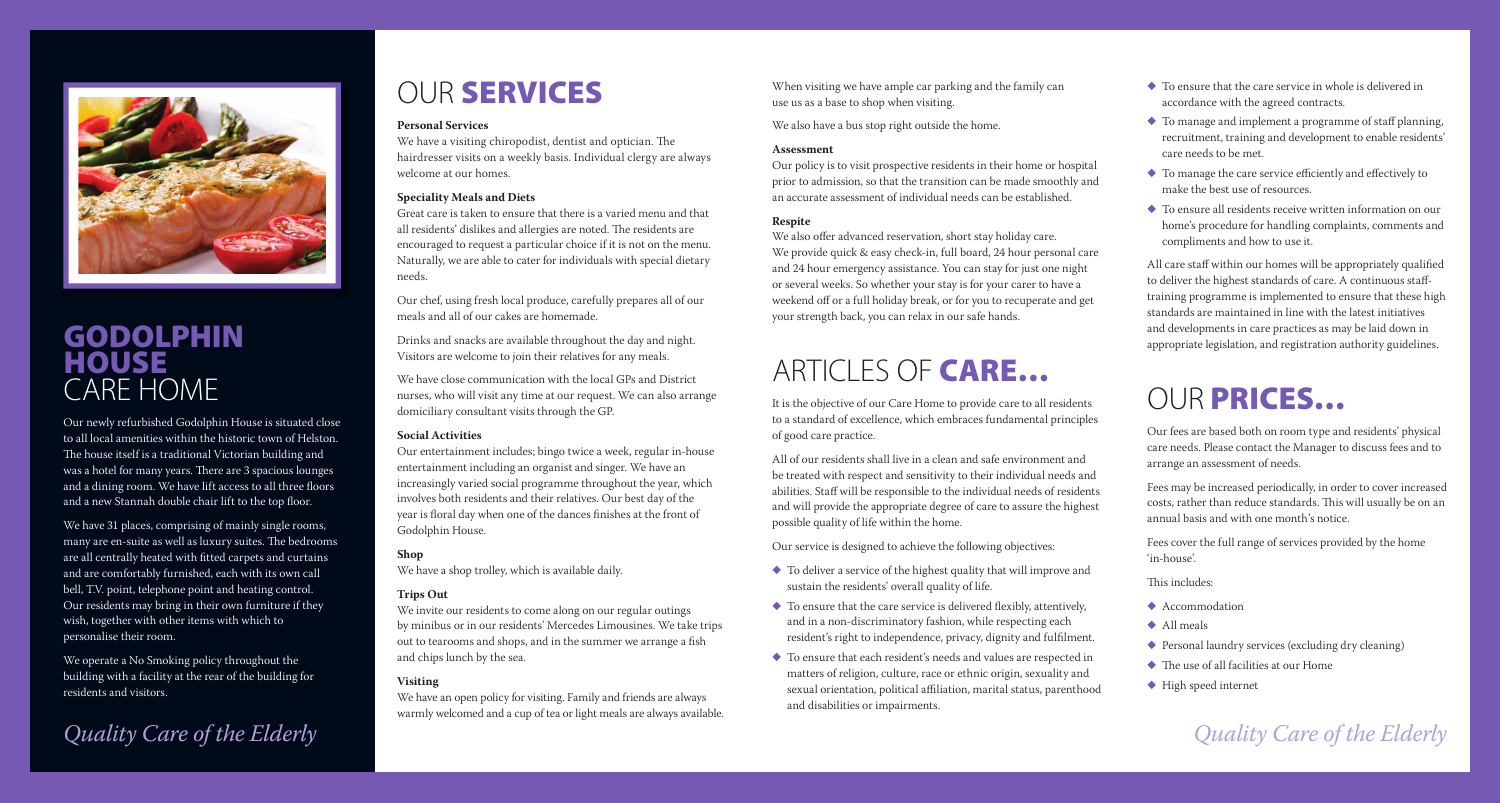# GODOLPHIN HOUSE CARE HOME

Our newly refurbished Godolphin House is situated close to all local amenities within the historic town of Helston. The house itself is a traditional Victorian building and was a hotel for many years. There are 3 spacious lounges and a dining room. We have lift access to all three floors and a new Stannah double chair lift to the top floor.

We have 31 places, comprising of mainly single rooms, many are en-suite as well as luxury suites. The bedrooms are all centrally heated with fitted carpets and curtains and are comfortably furnished, each with its own call bell, T.V. point, telephone point and heating control. Our residents may bring in their own furniture if they wish, together with other items with which to personalise their room.

We operate a No Smoking policy throughout the building with a facility at the rear of the building for residents and visitors.

*Quality Care of the Elderly*

# OUR SERVICES

**Personal Services**

We have a visiting chiropodist, dentist and optician. The hairdresser visits on a weekly basis. Individual clergy are always welcome at our homes.

**Speciality Meals and Diets**

Great care is taken to ensure that there is a varied menu and that all residents' dislikes and allergies are noted. The residents are encouraged to request a particular choice if it is not on the menu. Naturally, we are able to cater for individuals with special dietary needs.

Our chef, using fresh local produce, carefully prepares all of our meals and all of our cakes are homemade.

Drinks and snacks are available throughout the day and night. Visitors are welcome to join their relatives for any meals.

We have close communication with the local GPs and District nurses, who will visit any time at our request. We can also arrange domiciliary consultant visits through the GP.

**Social Activities**

Our entertainment includes; bingo twice a week, regular in-house entertainment including an organist and singer. We have an increasingly varied social programme throughout the year, which involves both residents and their relatives. Our best day of the year is floral day when one of the dances finishes at the front of Godolphin House.

**Shop**

We have a shop trolley, which is available daily.

**Trips Out**

We invite our residents to come along on our regular outings by minibus or in our residents' Mercedes Limousines. We take trips out to tearooms and shops, and in the summer we arrange a fish and chips lunch by the sea.

**Visiting**

We have an open policy for visiting. Family and friends are always warmly welcomed and a cup of tea or light meals are always available.

When visiting we have ample car parking and the family can use us as a base to shop when visiting.

We also have a bus stop right outside the home.

**Assessment**

Our policy is to visit prospective residents in their home or hospital prior to admission, so that the transition can be made smoothly and an accurate assessment of individual needs can be established.

**Respite**

We also offer advanced reservation, short stay holiday care. We provide quick & easy check-in, full board, 24 hour personal care and 24 hour emergency assistance. You can stay for just one night or several weeks. So whether your stay is for your carer to have a weekend off or a full holiday break, or for you to recuperate and get your strength back, you can relax in our safe hands.

# ARTICLES OF CARE...

It is the objective of our Care Home to provide care to all residents to a standard of excellence, which embraces fundamental principles of good care practice.

All of our residents shall live in a clean and safe environment and be treated with respect and sensitivity to their individual needs and abilities. Staff will be responsible to the individual needs of residents and will provide the appropriate degree of care to assure the highest possible quality of life within the home.

Our service is designed to achieve the following objectives:

- To deliver a service of the highest quality that will improve and sustain the residents' overall quality of life.
- To ensure that the care service is delivered flexibly, attentively, and in a non-discriminatory fashion, while respecting each resident's right to independence, privacy, dignity and fulfilment.
- To ensure that each resident's needs and values are respected in matters of religion, culture, race or ethnic origin, sexuality and sexual orientation, political affiliation, marital status, parenthood and disabilities or impairments.
- To ensure that the care service in whole is delivered in accordance with the agreed contracts.
- To manage and implement a programme of staff planning, recruitment, training and development to enable residents' care needs to be met.
- To manage the care service efficiently and effectively to make the best use of resources.
- To ensure all residents receive written information on our home's procedure for handling complaints, comments and compliments and how to use it.

All care staff within our homes will be appropriately qualified to deliver the highest standards of care. A continuous staff-training programme is implemented to ensure that these high standards are maintained in line with the latest initiatives and developments in care practices as may be laid down in appropriate legislation, and registration authority guidelines.

# OUR PRICES...

Our fees are based both on room type and residents' physical care needs. Please contact the Manager to discuss fees and to arrange an assessment of needs.

Fees may be increased periodically, in order to cover increased costs, rather than reduce standards. This will usually be on an annual basis and with one month's notice.

Fees cover the full range of services provided by the home 'in-house'.

This includes:

- Accommodation
- All meals
- Personal laundry services (excluding dry cleaning)
- The use of all facilities at our Home
- High speed internet

*Quality Care of the Elderly*